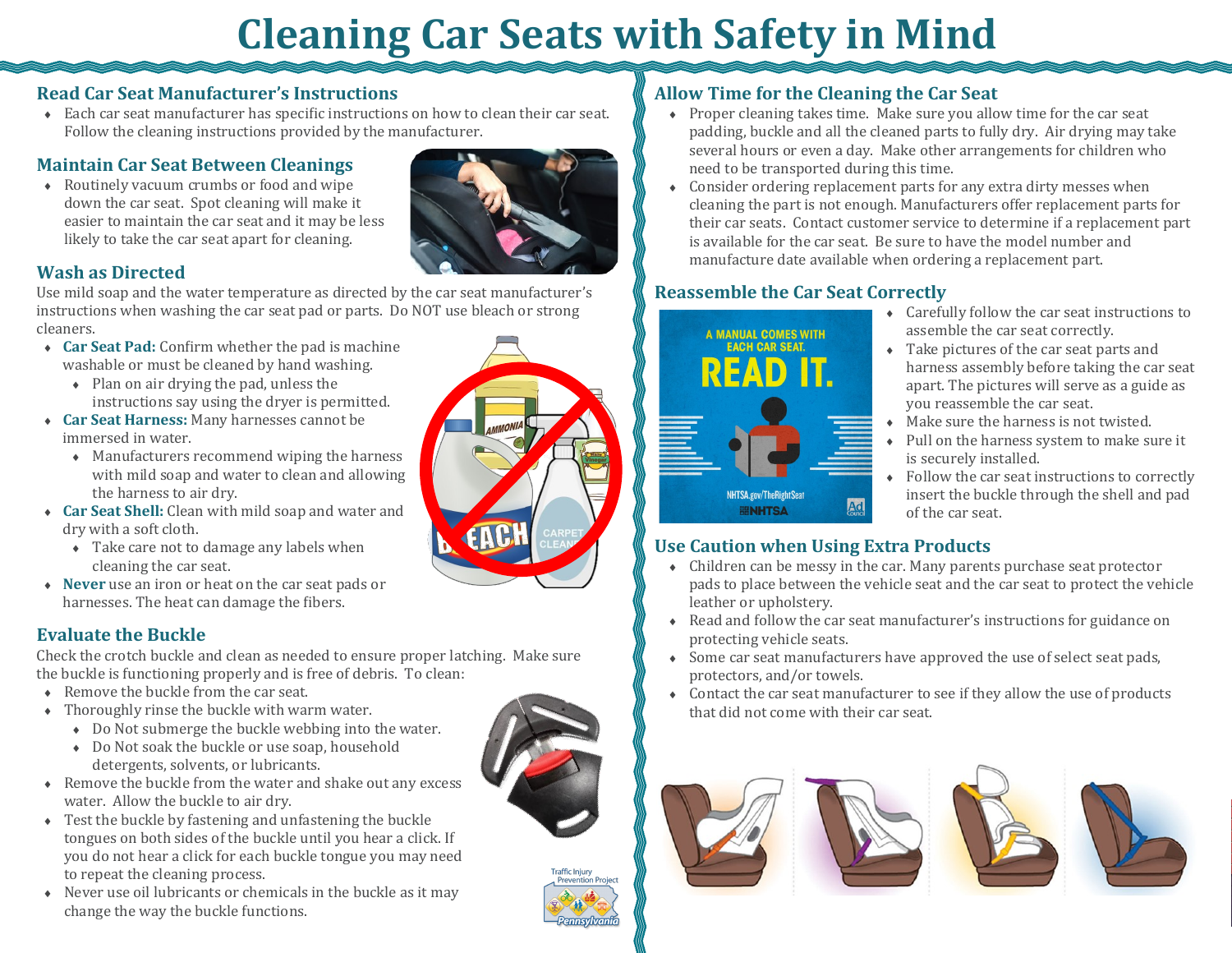# Cleaning Car Seats with Safety in Mind

## Read Car Seat Manufacturer's Instructions

- Each car seat manufacturer has specific instructions on how to clean their car seat. Follow the cleaning instructions provided by the manufacturer.

## Maintain Car Seat Between Cleanings

- Routinely vacuum crumbs or food and wipe down the car seat. Spot cleaning will make it easier to maintain the car seat and it may be less likely to take the car seat apart for cleaning.

## Wash as Directed

Use mild soap and the water temperature as directed by the car seat manufacturer's instructions when washing the car seat pad or parts. Do NOT use bleach or strong cleaners.

- **Car Seat Pad:** Confirm whether the pad is machine washable or must be cleaned by hand washing.
  - Plan on air drying the pad, unless the instructions say using the dryer is permitted.
- **Car Seat Harness:** Many harnesses cannot be immersed in water.
  - Manufacturers recommend wiping the harness with mild soap and water to clean and allowing the harness to air dry.
- **Car Seat Shell:** Clean with mild soap and water and dry with a soft cloth.
  - Take care not to damage any labels when cleaning the car seat.
- **Never** use an iron or heat on the car seat pads or harnesses. The heat can damage the fibers.

## Evaluate the Buckle

Check the crotch buckle and clean as needed to ensure proper latching. Make sure the buckle is functioning properly and is free of debris. To clean:

- Remove the buckle from the car seat.
- Thoroughly rinse the buckle with warm water.
  - Do Not submerge the buckle webbing into the water.
  - Do Not soak the buckle or use soap, household detergents, solvents, or lubricants.
- Remove the buckle from the water and shake out any excess water. Allow the buckle to air dry.
- Test the buckle by fastening and unfastening the buckle tongues on both sides of the buckle until you hear a click. If you do not hear a click for each buckle tongue you may need to repeat the cleaning process.
- Never use oil lubricants or chemicals in the buckle as it may change the way the buckle functions.

## Allow Time for the Cleaning the Car Seat

- Proper cleaning takes time. Make sure you allow time for the car seat padding, buckle and all the cleaned parts to fully dry. Air drying may take several hours or even a day. Make other arrangements for children who need to be transported during this time.
- Consider ordering replacement parts for any extra dirty messes when cleaning the part is not enough. Manufacturers offer replacement parts for their car seats. Contact customer service to determine if a replacement part is available for the car seat. Be sure to have the model number and manufacture date available when ordering a replacement part.

## Reassemble the Car Seat Correctly

- Carefully follow the car seat instructions to assemble the car seat correctly.
- Take pictures of the car seat parts and harness assembly before taking the car seat apart. The pictures will serve as a guide as you reassemble the car seat.
- Make sure the harness is not twisted.
- Pull on the harness system to make sure it is securely installed.
- Follow the car seat instructions to correctly insert the buckle through the shell and pad of the car seat.

## Use Caution when Using Extra Products

- Children can be messy in the car. Many parents purchase seat protector pads to place between the vehicle seat and the car seat to protect the vehicle leather or upholstery.
- Read and follow the car seat manufacturer's instructions for guidance on protecting vehicle seats.
- Some car seat manufacturers have approved the use of select seat pads, protectors, and/or towels.
- Contact the car seat manufacturer to see if they allow the use of products that did not come with their car seat.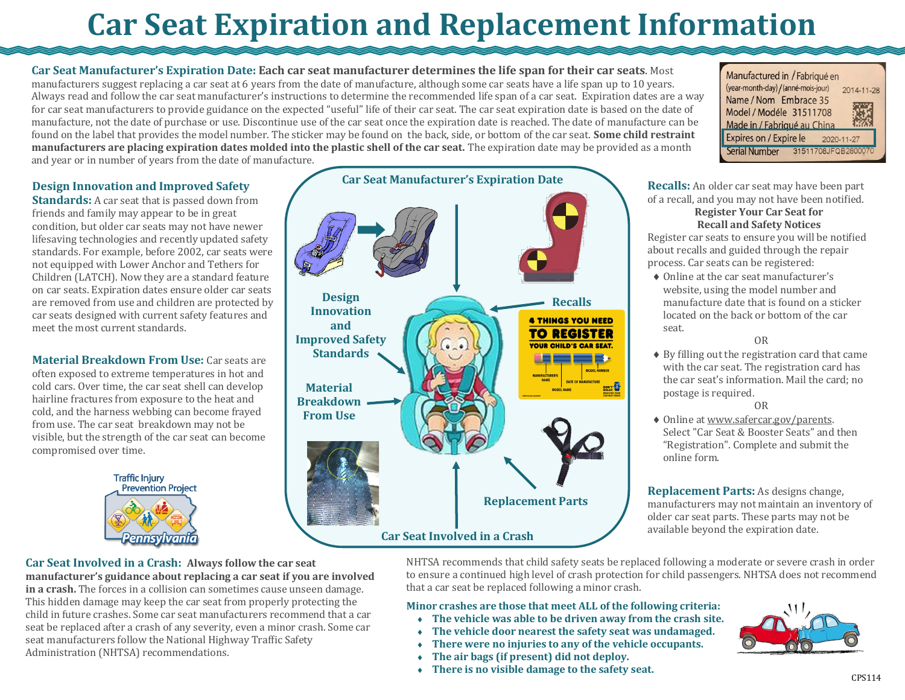# Car Seat Expiration and Replacement Information

**Car Seat Manufacturer's Expiration Date: Each car seat manufacturer determines the life span for their car seats**. Most manufacturers suggest replacing a car seat at 6 years from the date of manufacture, although some car seats have a life span up to 10 years. Always read and follow the car seat manufacturer's instructions to determine the recommended life span of a car seat. Expiration dates are a way for car seat manufacturers to provide guidance on the expected "useful" life of their car seat. The car seat expiration date is based on the date of manufacture, not the date of purchase or use. Discontinue use of the car seat once the expiration date is reached. The date of manufacture can be found on the label that provides the model number. The sticker may be found on the back, side, or bottom of the car seat. **Some child restraint manufacturers are placing expiration dates molded into the plastic shell of the car seat.** The expiration date may be provided as a month and year or in number of years from the date of manufacture.

Manufactured in / Fabriqué en (year-month-day) / (anné-mois-jour) 2014-11-28
Name / Nom Embrace 35
Model / Modèle 31511708
Made in / Fabriqué au China
Expires on / Expire le 2020-11-27
Serial Number 31511708JFQB2800070

**Design Innovation and Improved Safety Standards:** A car seat that is passed down from friends and family may appear to be in great condition, but older car seats may not have newer lifesaving technologies and recently updated safety standards. For example, before 2002, car seats were not equipped with Lower Anchor and Tethers for Children (LATCH). Now they are a standard feature on car seats. Expiration dates ensure older car seats are removed from use and children are protected by car seats designed with current safety features and meet the most current standards.

**Material Breakdown From Use:** Car seats are often exposed to extreme temperatures in hot and cold cars. Over time, the car seat shell can develop hairline fractures from exposure to the heat and cold, and the harness webbing can become frayed from use. The car seat breakdown may not be visible, but the strength of the car seat can become compromised over time.

Traffic Injury Prevention Project
Pennsylvania

Car Seat Manufacturer's Expiration Date
Design Innovation and Improved Safety Standards
Material Breakdown From Use
Recalls
4 THINGS YOU NEED TO REGISTER YOUR CHILD'S CAR SEAT.
MANUFACTURER'S NAME
MODEL NAME
DATE OF MANUFACTURE
MODEL NUMBER
Replacement Parts
Car Seat Involved in a Crash

**Recalls:** An older car seat may have been part of a recall, and you may not have been notified.

**Register Your Car Seat for Recall and Safety Notices**

Register car seats to ensure you will be notified about recalls and guided through the repair process. Car seats can be registered:

- Online at the car seat manufacturer's website, using the model number and manufacture date that is found on a sticker located on the back or bottom of the car seat.

  OR
- By filling out the registration card that came with the car seat. The registration card has the car seat's information. Mail the card; no postage is required.

  OR
- Online at www.safercar.gov/parents. Select "Car Seat & Booster Seats" and then "Registration". Complete and submit the online form.

**Replacement Parts:** As designs change, manufacturers may not maintain an inventory of older car seat parts. These parts may not be available beyond the expiration date.

**Car Seat Involved in a Crash: Always follow the car seat manufacturer's guidance about replacing a car seat if you are involved in a crash.** The forces in a collision can sometimes cause unseen damage. This hidden damage may keep the car seat from properly protecting the child in future crashes. Some car seat manufacturers recommend that a car seat be replaced after a crash of any severity, even a minor crash. Some car seat manufacturers follow the National Highway Traffic Safety Administration (NHTSA) recommendations.

NHTSA recommends that child safety seats be replaced following a moderate or severe crash in order to ensure a continued high level of crash protection for child passengers. NHTSA does not recommend that a car seat be replaced following a minor crash.

**Minor crashes are those that meet ALL of the following criteria:**

- **The vehicle was able to be driven away from the crash site.**
- **The vehicle door nearest the safety seat was undamaged.**
- **There were no injuries to any of the vehicle occupants.**
- **The air bags (if present) did not deploy.**
- **There is no visible damage to the safety seat.**

CPS114